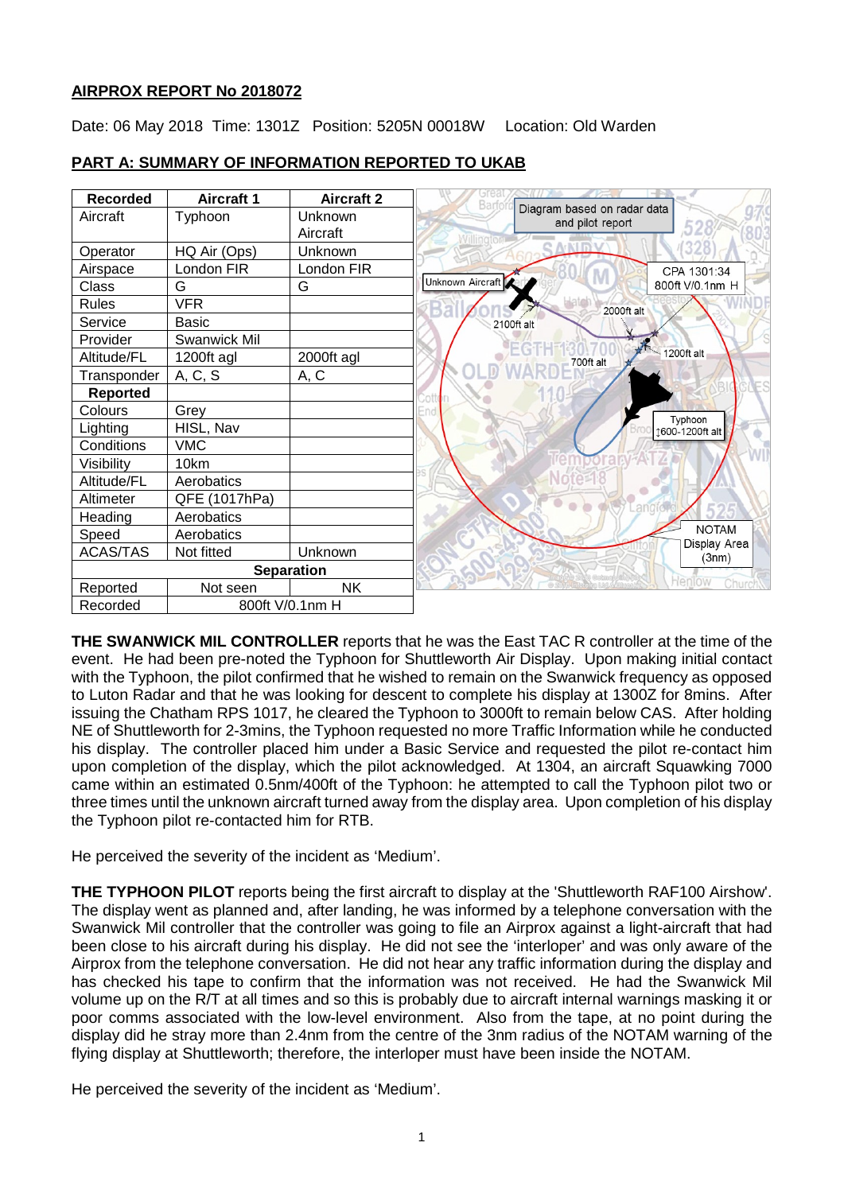**AIRPROX REPORT No 2018072**

Date: 06 May 2018 Time: 1301Z Position: 5205N 00018W Location: Old Warden

**PART A: SUMMARY OF INFORMATION REPORTED TO UKAB**

| Recorded | Aircraft 1 | Aircraft 2 |
|---|---|---|
| Aircraft | Typhoon | Unknown Aircraft |
| Operator | HQ Air (Ops) | Unknown |
| Airspace | London FIR | London FIR |
| Class | G | G |
| Rules | VFR | |
| Service | Basic | |
| Provider | Swanwick Mil | |
| Altitude/FL | 1200ft agl | 2000ft agl |
| Transponder | A, C, S | A, C |
| **Reported** | | |
| Colours | Grey | |
| Lighting | HISL, Nav | |
| Conditions | VMC | |
| Visibility | 10km | |
| Altitude/FL | Aerobatics | |
| Altimeter | QFE (1017hPa) | |
| Heading | Aerobatics | |
| Speed | Aerobatics | |
| ACAS/TAS | Not fitted | Unknown |
| **Separation** | | |
| Reported | Not seen | NK |
| Recorded | 800ft V/0.1nm H | |

**THE SWANWICK MIL CONTROLLER** reports that he was the East TAC R controller at the time of the event. He had been pre-noted the Typhoon for Shuttleworth Air Display. Upon making initial contact with the Typhoon, the pilot confirmed that he wished to remain on the Swanwick frequency as opposed to Luton Radar and that he was looking for descent to complete his display at 1300Z for 8mins. After issuing the Chatham RPS 1017, he cleared the Typhoon to 3000ft to remain below CAS. After holding NE of Shuttleworth for 2-3mins, the Typhoon requested no more Traffic Information while he conducted his display. The controller placed him under a Basic Service and requested the pilot re-contact him upon completion of the display, which the pilot acknowledged. At 1304, an aircraft Squawking 7000 came within an estimated 0.5nm/400ft of the Typhoon: he attempted to call the Typhoon pilot two or three times until the unknown aircraft turned away from the display area. Upon completion of his display the Typhoon pilot re-contacted him for RTB.

He perceived the severity of the incident as 'Medium'.

**THE TYPHOON PILOT** reports being the first aircraft to display at the 'Shuttleworth RAF100 Airshow'. The display went as planned and, after landing, he was informed by a telephone conversation with the Swanwick Mil controller that the controller was going to file an Airprox against a light-aircraft that had been close to his aircraft during his display. He did not see the 'interloper' and was only aware of the Airprox from the telephone conversation. He did not hear any traffic information during the display and has checked his tape to confirm that the information was not received. He had the Swanwick Mil volume up on the R/T at all times and so this is probably due to aircraft internal warnings masking it or poor comms associated with the low-level environment. Also from the tape, at no point during the display did he stray more than 2.4nm from the centre of the 3nm radius of the NOTAM warning of the flying display at Shuttleworth; therefore, the interloper must have been inside the NOTAM.

He perceived the severity of the incident as 'Medium'.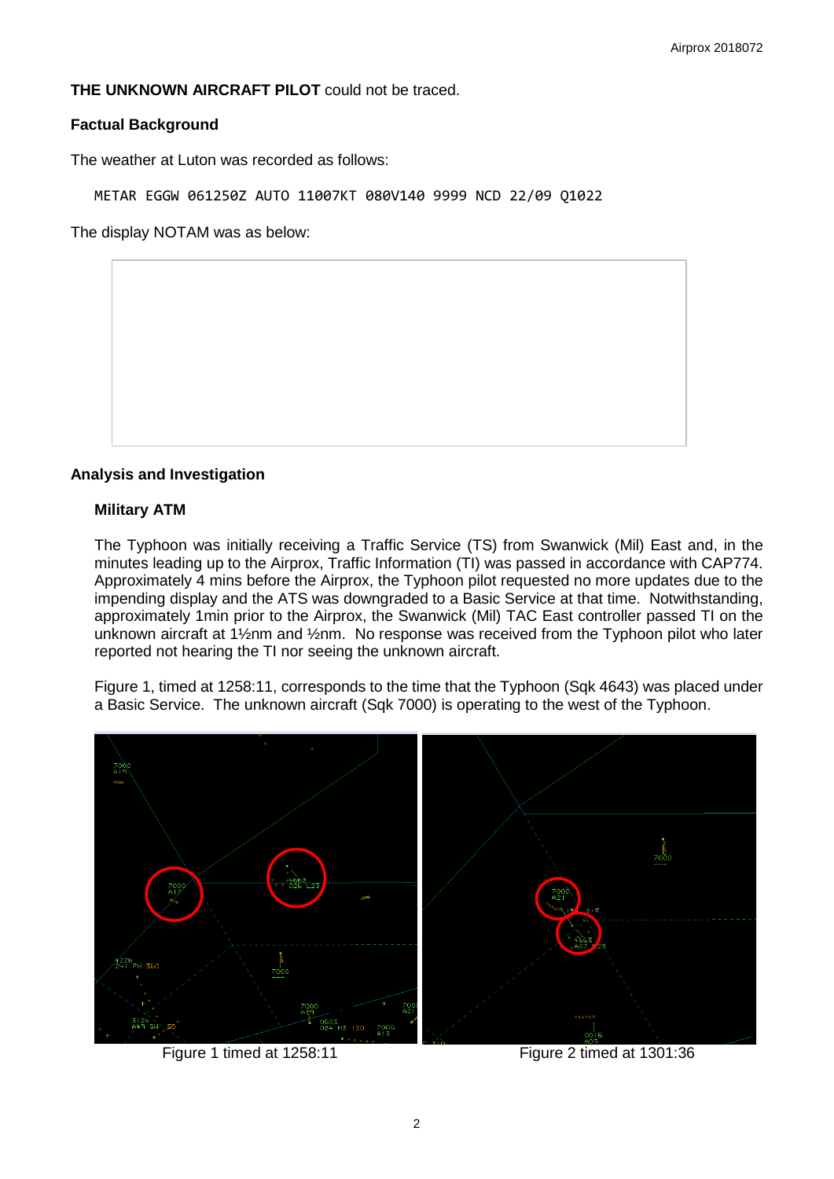**THE UNKNOWN AIRCRAFT PILOT** could not be traced.

### Factual Background

The weather at Luton was recorded as follows:

```
METAR EGGW 061250Z AUTO 11007KT 080V140 9999 NCD 22/09 Q1022
```

The display NOTAM was as below:

### Analysis and Investigation

#### Military ATM

The Typhoon was initially receiving a Traffic Service (TS) from Swanwick (Mil) East and, in the minutes leading up to the Airprox, Traffic Information (TI) was passed in accordance with CAP774. Approximately 4 mins before the Airprox, the Typhoon pilot requested no more updates due to the impending display and the ATS was downgraded to a Basic Service at that time. Notwithstanding, approximately 1min prior to the Airprox, the Swanwick (Mil) TAC East controller passed TI on the unknown aircraft at 1½nm and ½nm. No response was received from the Typhoon pilot who later reported not hearing the TI nor seeing the unknown aircraft.

Figure 1, timed at 1258:11, corresponds to the time that the Typhoon (Sqk 4643) was placed under a Basic Service. The unknown aircraft (Sqk 7000) is operating to the west of the Typhoon.

Figure 1 timed at 1258:11

Figure 2 timed at 1301:36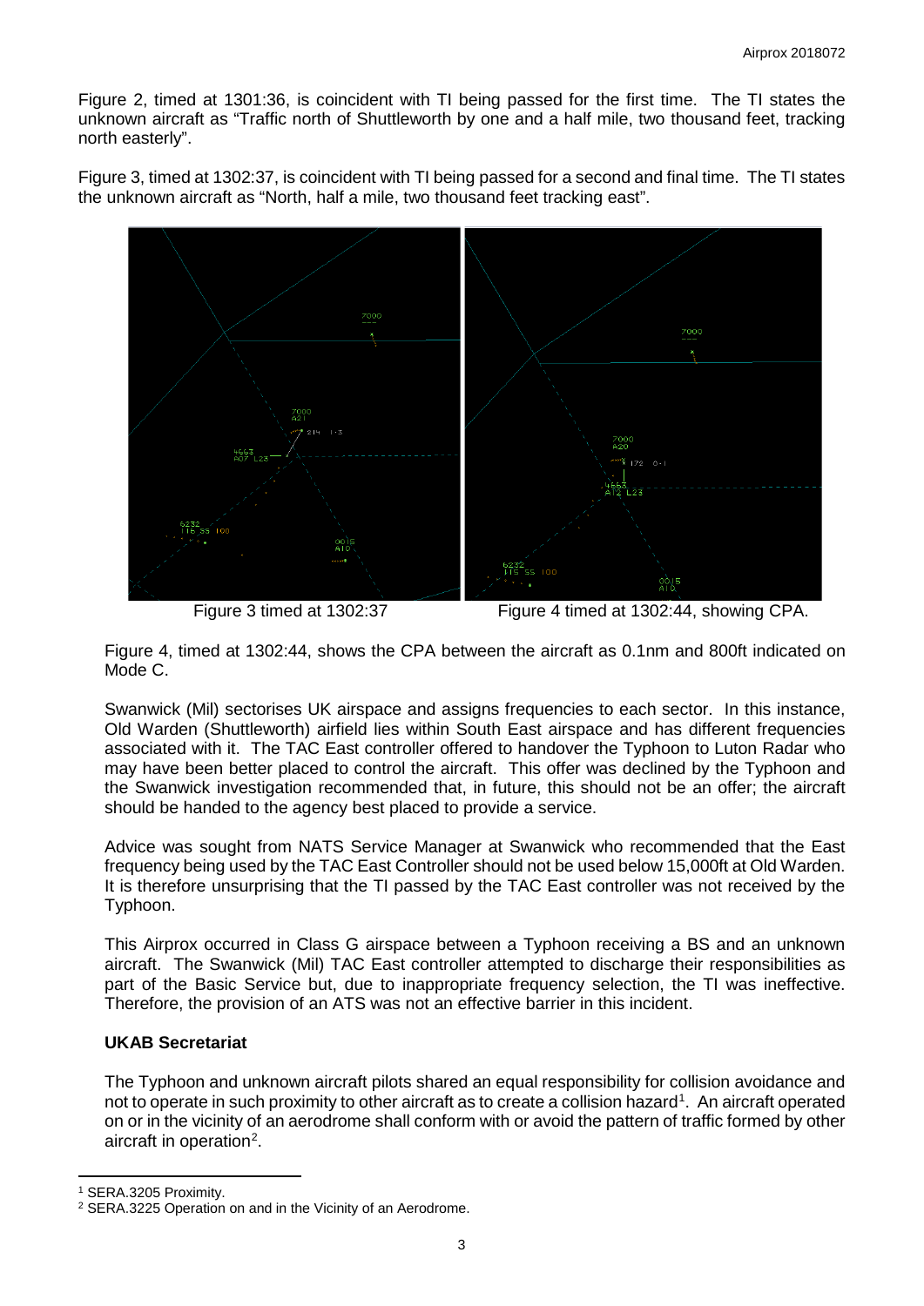Figure 2, timed at 1301:36, is coincident with TI being passed for the first time. The TI states the unknown aircraft as "Traffic north of Shuttleworth by one and a half mile, two thousand feet, tracking north easterly".

Figure 3, timed at 1302:37, is coincident with TI being passed for a second and final time. The TI states the unknown aircraft as "North, half a mile, two thousand feet tracking east".

Figure 3 timed at 1302:37     Figure 4 timed at 1302:44, showing CPA.

Figure 4, timed at 1302:44, shows the CPA between the aircraft as 0.1nm and 800ft indicated on Mode C.

Swanwick (Mil) sectorises UK airspace and assigns frequencies to each sector. In this instance, Old Warden (Shuttleworth) airfield lies within South East airspace and has different frequencies associated with it. The TAC East controller offered to handover the Typhoon to Luton Radar who may have been better placed to control the aircraft. This offer was declined by the Typhoon and the Swanwick investigation recommended that, in future, this should not be an offer; the aircraft should be handed to the agency best placed to provide a service.

Advice was sought from NATS Service Manager at Swanwick who recommended that the East frequency being used by the TAC East Controller should not be used below 15,000ft at Old Warden. It is therefore unsurprising that the TI passed by the TAC East controller was not received by the Typhoon.

This Airprox occurred in Class G airspace between a Typhoon receiving a BS and an unknown aircraft. The Swanwick (Mil) TAC East controller attempted to discharge their responsibilities as part of the Basic Service but, due to inappropriate frequency selection, the TI was ineffective. Therefore, the provision of an ATS was not an effective barrier in this incident.

### UKAB Secretariat

The Typhoon and unknown aircraft pilots shared an equal responsibility for collision avoidance and not to operate in such proximity to other aircraft as to create a collision hazard[1]. An aircraft operated on or in the vicinity of an aerodrome shall conform with or avoid the pattern of traffic formed by other aircraft in operation[2].

---

[1] SERA.3205 Proximity.

[2] SERA.3225 Operation on and in the Vicinity of an Aerodrome.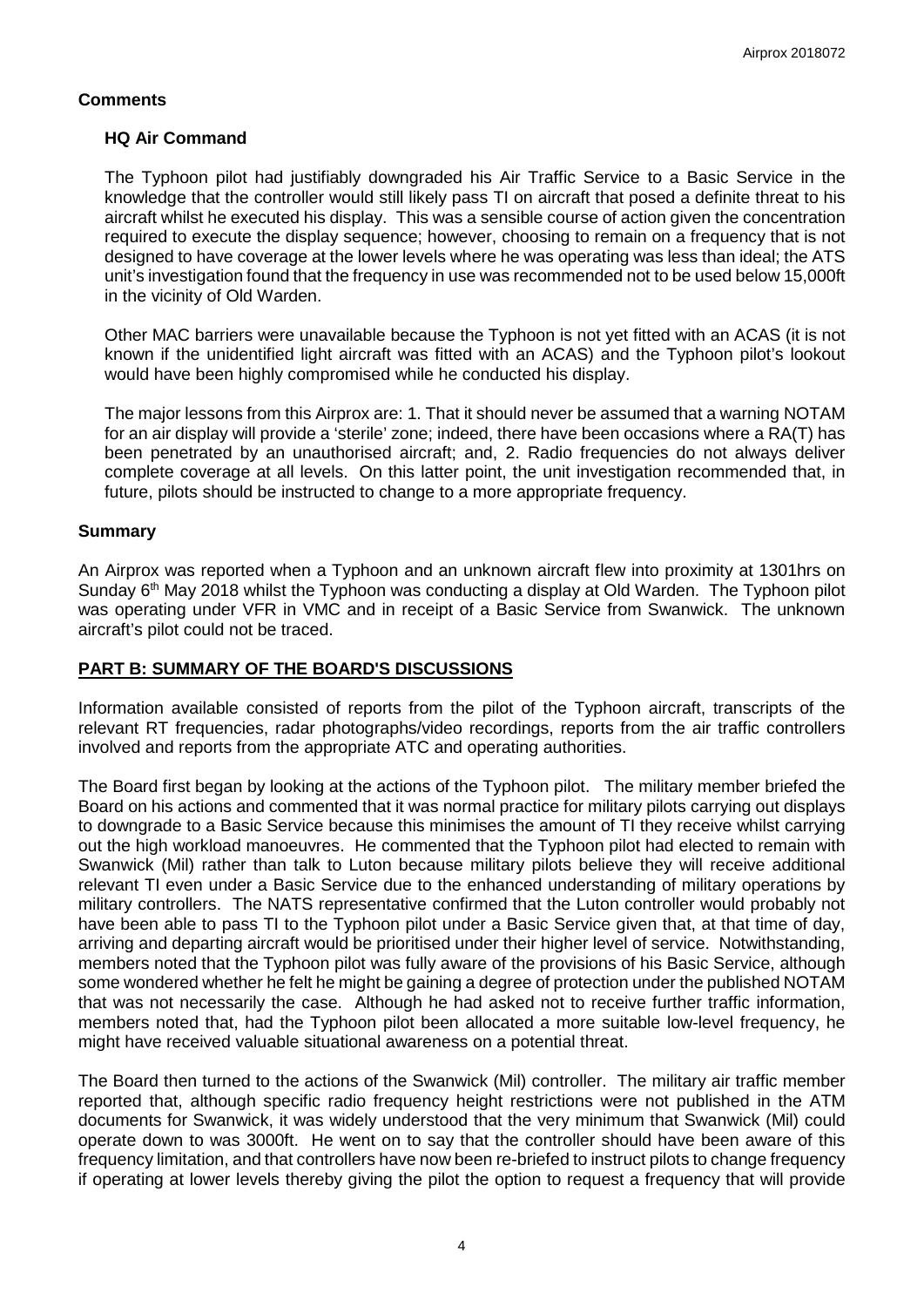## Comments

### HQ Air Command

The Typhoon pilot had justifiably downgraded his Air Traffic Service to a Basic Service in the knowledge that the controller would still likely pass TI on aircraft that posed a definite threat to his aircraft whilst he executed his display. This was a sensible course of action given the concentration required to execute the display sequence; however, choosing to remain on a frequency that is not designed to have coverage at the lower levels where he was operating was less than ideal; the ATS unit's investigation found that the frequency in use was recommended not to be used below 15,000ft in the vicinity of Old Warden.

Other MAC barriers were unavailable because the Typhoon is not yet fitted with an ACAS (it is not known if the unidentified light aircraft was fitted with an ACAS) and the Typhoon pilot's lookout would have been highly compromised while he conducted his display.

The major lessons from this Airprox are: 1. That it should never be assumed that a warning NOTAM for an air display will provide a 'sterile' zone; indeed, there have been occasions where a RA(T) has been penetrated by an unauthorised aircraft; and, 2. Radio frequencies do not always deliver complete coverage at all levels. On this latter point, the unit investigation recommended that, in future, pilots should be instructed to change to a more appropriate frequency.

## Summary

An Airprox was reported when a Typhoon and an unknown aircraft flew into proximity at 1301hrs on Sunday 6th May 2018 whilst the Typhoon was conducting a display at Old Warden. The Typhoon pilot was operating under VFR in VMC and in receipt of a Basic Service from Swanwick. The unknown aircraft's pilot could not be traced.

## PART B: SUMMARY OF THE BOARD'S DISCUSSIONS

Information available consisted of reports from the pilot of the Typhoon aircraft, transcripts of the relevant RT frequencies, radar photographs/video recordings, reports from the air traffic controllers involved and reports from the appropriate ATC and operating authorities.

The Board first began by looking at the actions of the Typhoon pilot. The military member briefed the Board on his actions and commented that it was normal practice for military pilots carrying out displays to downgrade to a Basic Service because this minimises the amount of TI they receive whilst carrying out the high workload manoeuvres. He commented that the Typhoon pilot had elected to remain with Swanwick (Mil) rather than talk to Luton because military pilots believe they will receive additional relevant TI even under a Basic Service due to the enhanced understanding of military operations by military controllers. The NATS representative confirmed that the Luton controller would probably not have been able to pass TI to the Typhoon pilot under a Basic Service given that, at that time of day, arriving and departing aircraft would be prioritised under their higher level of service. Notwithstanding, members noted that the Typhoon pilot was fully aware of the provisions of his Basic Service, although some wondered whether he felt he might be gaining a degree of protection under the published NOTAM that was not necessarily the case. Although he had asked not to receive further traffic information, members noted that, had the Typhoon pilot been allocated a more suitable low-level frequency, he might have received valuable situational awareness on a potential threat.

The Board then turned to the actions of the Swanwick (Mil) controller. The military air traffic member reported that, although specific radio frequency height restrictions were not published in the ATM documents for Swanwick, it was widely understood that the very minimum that Swanwick (Mil) could operate down to was 3000ft. He went on to say that the controller should have been aware of this frequency limitation, and that controllers have now been re-briefed to instruct pilots to change frequency if operating at lower levels thereby giving the pilot the option to request a frequency that will provide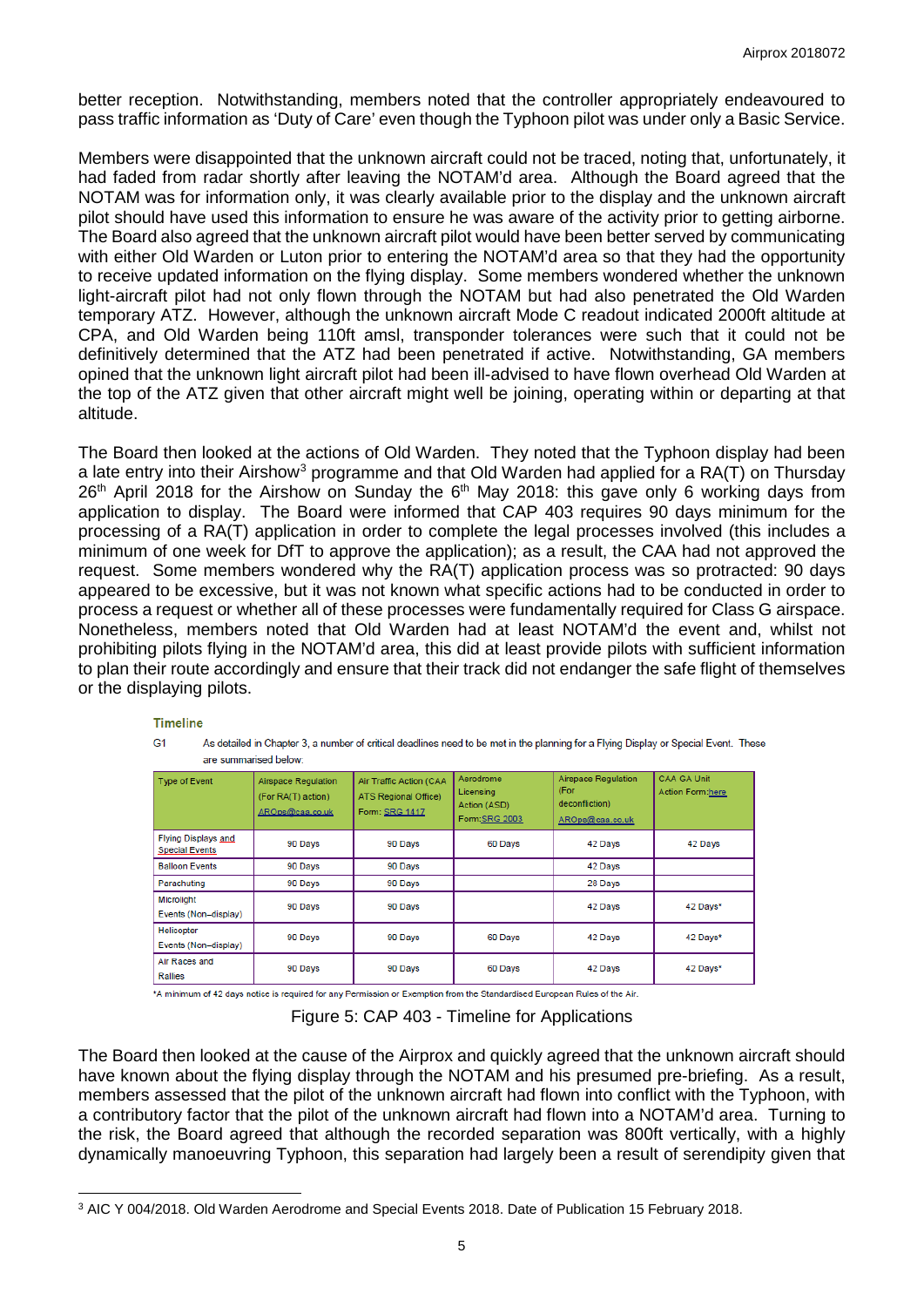better reception. Notwithstanding, members noted that the controller appropriately endeavoured to pass traffic information as 'Duty of Care' even though the Typhoon pilot was under only a Basic Service.

Members were disappointed that the unknown aircraft could not be traced, noting that, unfortunately, it had faded from radar shortly after leaving the NOTAM'd area. Although the Board agreed that the NOTAM was for information only, it was clearly available prior to the display and the unknown aircraft pilot should have used this information to ensure he was aware of the activity prior to getting airborne. The Board also agreed that the unknown aircraft pilot would have been better served by communicating with either Old Warden or Luton prior to entering the NOTAM'd area so that they had the opportunity to receive updated information on the flying display. Some members wondered whether the unknown light-aircraft pilot had not only flown through the NOTAM but had also penetrated the Old Warden temporary ATZ. However, although the unknown aircraft Mode C readout indicated 2000ft altitude at CPA, and Old Warden being 110ft amsl, transponder tolerances were such that it could not be definitively determined that the ATZ had been penetrated if active. Notwithstanding, GA members opined that the unknown light aircraft pilot had been ill-advised to have flown overhead Old Warden at the top of the ATZ given that other aircraft might well be joining, operating within or departing at that altitude.

The Board then looked at the actions of Old Warden. They noted that the Typhoon display had been a late entry into their Airshow[3] programme and that Old Warden had applied for a RA(T) on Thursday 26th April 2018 for the Airshow on Sunday the 6th May 2018: this gave only 6 working days from application to display. The Board were informed that CAP 403 requires 90 days minimum for the processing of a RA(T) application in order to complete the legal processes involved (this includes a minimum of one week for DfT to approve the application); as a result, the CAA had not approved the request. Some members wondered why the RA(T) application process was so protracted: 90 days appeared to be excessive, but it was not known what specific actions had to be conducted in order to process a request or whether all of these processes were fundamentally required for Class G airspace. Nonetheless, members noted that Old Warden had at least NOTAM'd the event and, whilst not prohibiting pilots flying in the NOTAM'd area, this did at least provide pilots with sufficient information to plan their route accordingly and ensure that their track did not endanger the safe flight of themselves or the displaying pilots.

**Timeline**

G1 As detailed in Chapter 3, a number of critical deadlines need to be met in the planning for a Flying Display or Special Event. These are summarised below:

| Type of Event | Airspace Regulation (For RA(T) action) AROps@caa.co.uk | Air Traffic Action (CAA ATS Regional Office) Form: SRG 1417 | Aerodrome Licensing Action (ASD) Form: SRG 2003 | Airspace Regulation (For deconfliction) AROps@caa.co.uk | CAA GA Unit Action Form: here |
|---|---|---|---|---|---|
| Flying Displays and Special Events | 90 Days | 90 Days | 60 Days | 42 Days | 42 Days |
| Balloon Events | 90 Days | 90 Days | | 42 Days | |
| Parachuting | 90 Days | 90 Days | | 28 Days | |
| Microlight Events (Non–display) | 90 Days | 90 Days | | 42 Days | 42 Days* |
| Helicopter Events (Non–display) | 90 Days | 90 Days | 60 Days | 42 Days | 42 Days* |
| Air Races and Rallies | 90 Days | 90 Days | 60 Days | 42 Days | 42 Days* |

*A minimum of 42 days notice is required for any Permission or Exemption from the Standardised European Rules of the Air.

Figure 5: CAP 403 - Timeline for Applications

The Board then looked at the cause of the Airprox and quickly agreed that the unknown aircraft should have known about the flying display through the NOTAM and his presumed pre-briefing. As a result, members assessed that the pilot of the unknown aircraft had flown into conflict with the Typhoon, with a contributory factor that the pilot of the unknown aircraft had flown into a NOTAM'd area. Turning to the risk, the Board agreed that although the recorded separation was 800ft vertically, with a highly dynamically manoeuvring Typhoon, this separation had largely been a result of serendipity given that

[3] AIC Y 004/2018. Old Warden Aerodrome and Special Events 2018. Date of Publication 15 February 2018.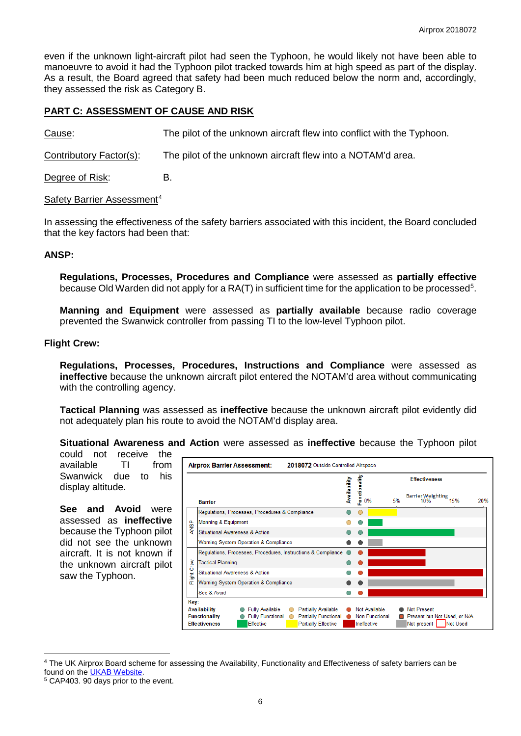even if the unknown light-aircraft pilot had seen the Typhoon, he would likely not have been able to manoeuvre to avoid it had the Typhoon pilot tracked towards him at high speed as part of the display. As a result, the Board agreed that safety had been much reduced below the norm and, accordingly, they assessed the risk as Category B.

## PART C: ASSESSMENT OF CAUSE AND RISK

Cause: The pilot of the unknown aircraft flew into conflict with the Typhoon.

Contributory Factor(s): The pilot of the unknown aircraft flew into a NOTAM'd area.

Degree of Risk: B.

Safety Barrier Assessment[4]

In assessing the effectiveness of the safety barriers associated with this incident, the Board concluded that the key factors had been that:

**ANSP:**

**Regulations, Processes, Procedures and Compliance** were assessed as **partially effective** because Old Warden did not apply for a RA(T) in sufficient time for the application to be processed[5].

**Manning and Equipment** were assessed as **partially available** because radio coverage prevented the Swanwick controller from passing TI to the low-level Typhoon pilot.

**Flight Crew:**

**Regulations, Processes, Procedures, Instructions and Compliance** were assessed as **ineffective** because the unknown aircraft pilot entered the NOTAM'd area without communicating with the controlling agency.

**Tactical Planning** was assessed as **ineffective** because the unknown aircraft pilot evidently did not adequately plan his route to avoid the NOTAM'd display area.

**Situational Awareness and Action** were assessed as **ineffective** because the Typhoon pilot could not receive the available TI from Swanwick due to his display altitude.

**See and Avoid** were assessed as **ineffective** because the Typhoon pilot did not see the unknown aircraft. It is not known if the unknown aircraft pilot saw the Typhoon.

Airprox Barrier Assessment: 2018072 Outside Controlled Airspace

Barrier | Availability | Functionality | Effectiveness | Barrier Weighting 0% 5% 10% 15% 20%

ANSP: Regulations, Processes, Procedures & Compliance; Manning & Equipment; Situational Awareness & Action; Warning System Operation & Compliance

Flight Crew: Regulations, Processes, Procedures, Instructions & Compliance; Tactical Planning; Situational Awareness & Action; Warning System Operation & Compliance; See & Avoid

Key:
Availability: Fully Available, Partially Available, Not Available, Not Present
Functionality: Fully Functional, Partially Functional, Non Functional, Present but Not Used, or N/A
Effectiveness: Effective, Partially Effective, Ineffective, Not present, Not Used

---

[4] The UK Airprox Board scheme for assessing the Availability, Functionality and Effectiveness of safety barriers can be found on the UKAB Website.

[5] CAP403. 90 days prior to the event.